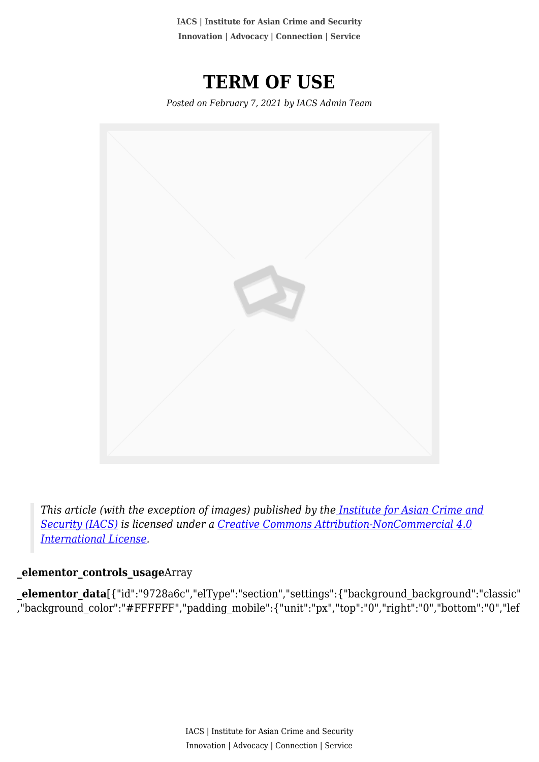# TERM OF USE

*Posted on February 7, 2021 by IACS Admin Team*

> *This article (with the exception of images) published by the Institute for Asian Crime and Security (IACS) is licensed under a Creative Commons Attribution-NonCommercial 4.0 International License.*

**_elementor_controls_usage**Array

**_elementor_data**[{"id":"9728a6c","elType":"section","settings":{"background_background":"classic","background_color":"#FFFFFF","padding_mobile":{"unit":"px","top":"0","right":"0","bottom":"0","lef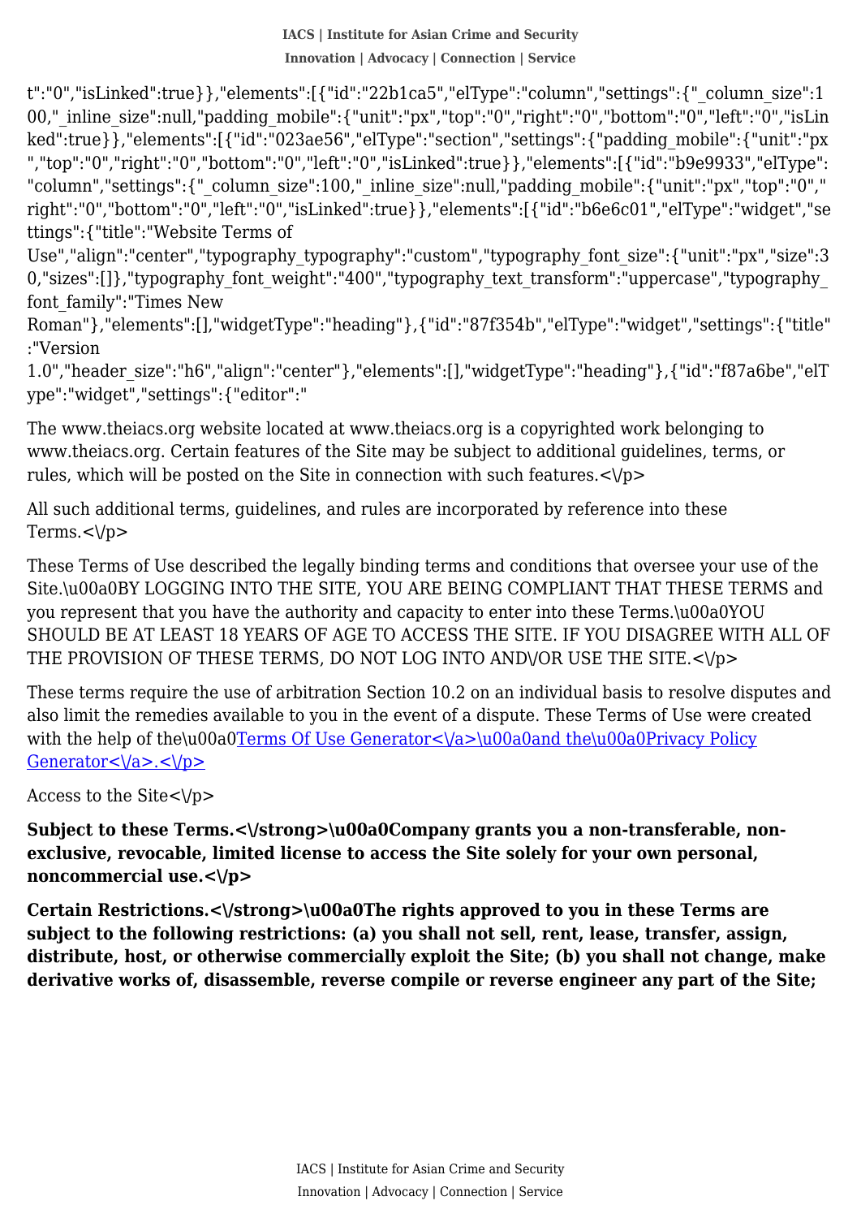t":"0","isLinked":true}},"elements":[{"id":"22b1ca5","elType":"column","settings":{"_column_size":100,"_inline_size":null,"padding_mobile":{"unit":"px","top":"0","right":"0","bottom":"0","left":"0","isLinked":true}},"elements":[{"id":"023ae56","elType":"section","settings":{"padding_mobile":{"unit":"px","top":"0","right":"0","bottom":"0","left":"0","isLinked":true}},"elements":[{"id":"b9e9933","elType":"column","settings":{"_column_size":100,"_inline_size":null,"padding_mobile":{"unit":"px","top":"0","right":"0","bottom":"0","left":"0","isLinked":true}},"elements":[{"id":"b6e6c01","elType":"widget","settings":{"title":"Website Terms of Use","align":"center","typography_typography":"custom","typography_font_size":{"unit":"px","size":30,"sizes":[]},"typography_font_weight":"400","typography_text_transform":"uppercase","typography_font_family":"Times New Roman"},"elements":[],"widgetType":"heading"},{"id":"87f354b","elType":"widget","settings":{"title":"Version 1.0","header_size":"h6","align":"center"},"elements":[],"widgetType":"heading"},{"id":"f87a6be","elType":"widget","settings":{"editor":"

The www.theiacs.org website located at www.theiacs.org is a copyrighted work belonging to www.theiacs.org. Certain features of the Site may be subject to additional guidelines, terms, or rules, which will be posted on the Site in connection with such features.<\/p>

All such additional terms, guidelines, and rules are incorporated by reference into these Terms.<\/p>

These Terms of Use described the legally binding terms and conditions that oversee your use of the Site.\u00a0BY LOGGING INTO THE SITE, YOU ARE BEING COMPLIANT THAT THESE TERMS and you represent that you have the authority and capacity to enter into these Terms.\u00a0YOU SHOULD BE AT LEAST 18 YEARS OF AGE TO ACCESS THE SITE. IF YOU DISAGREE WITH ALL OF THE PROVISION OF THESE TERMS, DO NOT LOG INTO AND\/OR USE THE SITE.<\/p>

These terms require the use of arbitration Section 10.2 on an individual basis to resolve disputes and also limit the remedies available to you in the event of a dispute. These Terms of Use were created with the help of the\u00a0Terms Of Use Generator<\/a>\u00a0and the\u00a0Privacy Policy Generator<\/a>.<\/p>

Access to the Site<\/p>

**Subject to these Terms.<\/strong>\u00a0Company grants you a non-transferable, non-exclusive, revocable, limited license to access the Site solely for your own personal, noncommercial use.<\/p>**

**Certain Restrictions.<\/strong>\u00a0The rights approved to you in these Terms are subject to the following restrictions: (a) you shall not sell, rent, lease, transfer, assign, distribute, host, or otherwise commercially exploit the Site; (b) you shall not change, make derivative works of, disassemble, reverse compile or reverse engineer any part of the Site;**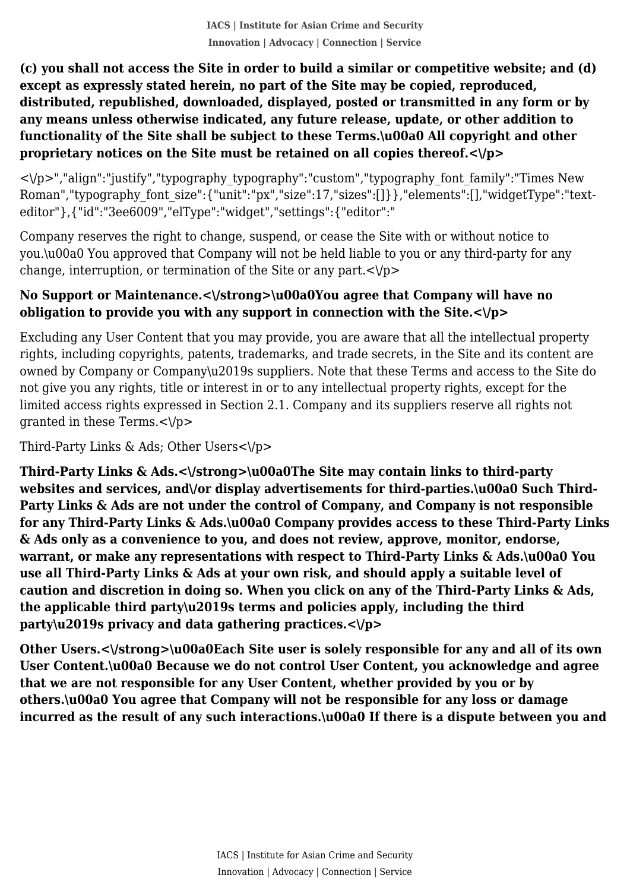**(c) you shall not access the Site in order to build a similar or competitive website; and (d) except as expressly stated herein, no part of the Site may be copied, reproduced, distributed, republished, downloaded, displayed, posted or transmitted in any form or by any means unless otherwise indicated, any future release, update, or other addition to functionality of the Site shall be subject to these Terms.\u00a0 All copyright and other proprietary notices on the Site must be retained on all copies thereof.<\/p>**

<\/p>","align":"justify","typography_typography":"custom","typography_font_family":"Times New Roman","typography_font_size":{"unit":"px","size":17,"sizes":[]}},"elements":[],"widgetType":"text-editor"},{"id":"3ee6009","elType":"widget","settings":{"editor":"

Company reserves the right to change, suspend, or cease the Site with or without notice to you.\u00a0 You approved that Company will not be held liable to you or any third-party for any change, interruption, or termination of the Site or any part.<\/p>

**No Support or Maintenance.<\/strong>\u00a0You agree that Company will have no obligation to provide you with any support in connection with the Site.<\/p>**

Excluding any User Content that you may provide, you are aware that all the intellectual property rights, including copyrights, patents, trademarks, and trade secrets, in the Site and its content are owned by Company or Company\u2019s suppliers. Note that these Terms and access to the Site do not give you any rights, title or interest in or to any intellectual property rights, except for the limited access rights expressed in Section 2.1. Company and its suppliers reserve all rights not granted in these Terms.<\/p>

Third-Party Links & Ads; Other Users<\/p>

**Third-Party Links & Ads.<\/strong>\u00a0The Site may contain links to third-party websites and services, and\/or display advertisements for third-parties.\u00a0 Such Third-Party Links & Ads are not under the control of Company, and Company is not responsible for any Third-Party Links & Ads.\u00a0 Company provides access to these Third-Party Links & Ads only as a convenience to you, and does not review, approve, monitor, endorse, warrant, or make any representations with respect to Third-Party Links & Ads.\u00a0 You use all Third-Party Links & Ads at your own risk, and should apply a suitable level of caution and discretion in doing so. When you click on any of the Third-Party Links & Ads, the applicable third party\u2019s terms and policies apply, including the third party\u2019s privacy and data gathering practices.<\/p>**

**Other Users.<\/strong>\u00a0Each Site user is solely responsible for any and all of its own User Content.\u00a0 Because we do not control User Content, you acknowledge and agree that we are not responsible for any User Content, whether provided by you or by others.\u00a0 You agree that Company will not be responsible for any loss or damage incurred as the result of any such interactions.\u00a0 If there is a dispute between you and**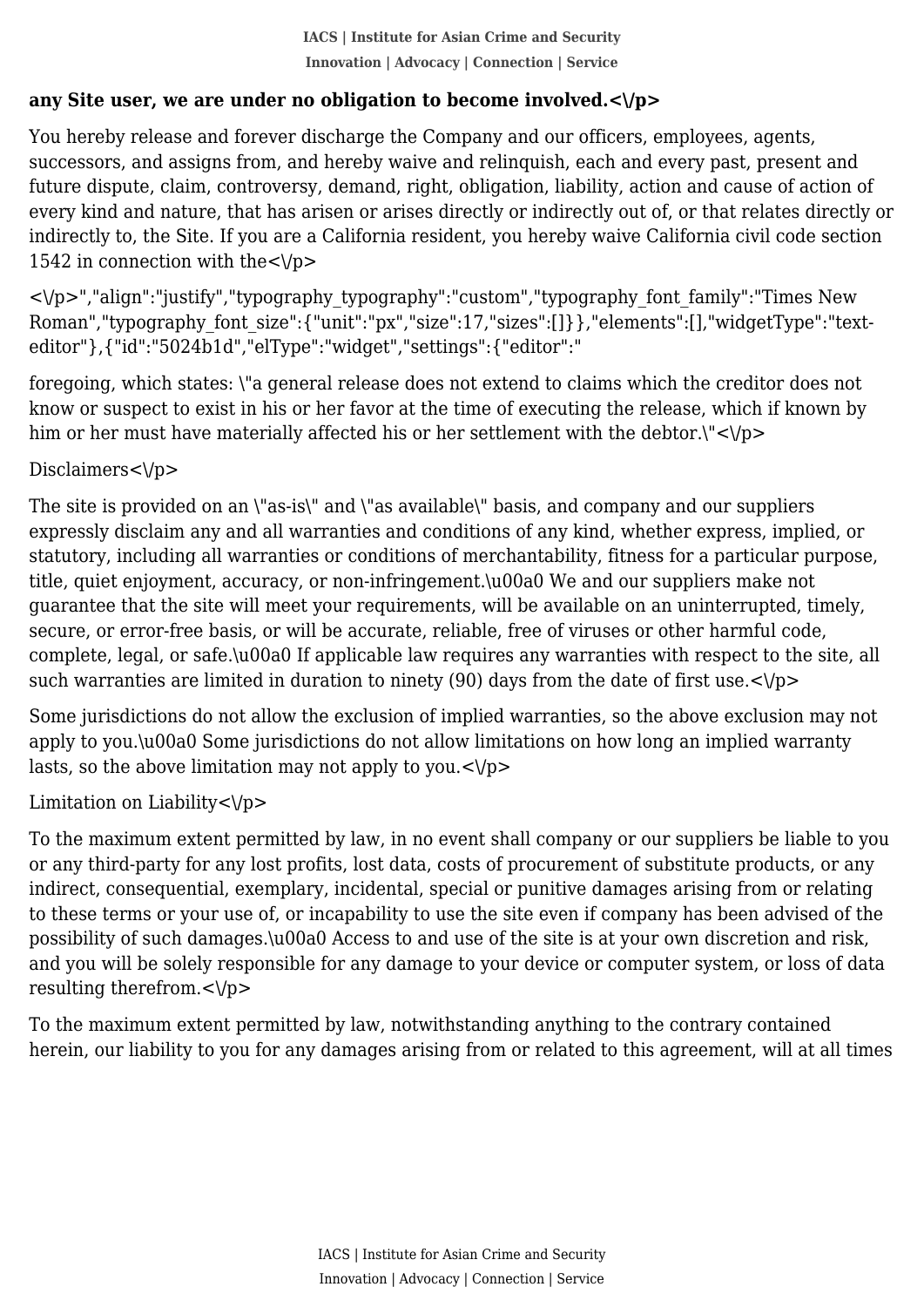**any Site user, we are under no obligation to become involved.<\/p>**

You hereby release and forever discharge the Company and our officers, employees, agents, successors, and assigns from, and hereby waive and relinquish, each and every past, present and future dispute, claim, controversy, demand, right, obligation, liability, action and cause of action of every kind and nature, that has arisen or arises directly or indirectly out of, or that relates directly or indirectly to, the Site. If you are a California resident, you hereby waive California civil code section 1542 in connection with the<\/p>

<\/p>","align":"justify","typography_typography":"custom","typography_font_family":"Times New Roman","typography_font_size":{"unit":"px","size":17,"sizes":[]}},"elements":[],"widgetType":"text-editor"},{"id":"5024b1d","elType":"widget","settings":{"editor":"

foregoing, which states: \"a general release does not extend to claims which the creditor does not know or suspect to exist in his or her favor at the time of executing the release, which if known by him or her must have materially affected his or her settlement with the debtor.\"<\/p>

Disclaimers<\/p>

The site is provided on an \"as-is\" and \"as available\" basis, and company and our suppliers expressly disclaim any and all warranties and conditions of any kind, whether express, implied, or statutory, including all warranties or conditions of merchantability, fitness for a particular purpose, title, quiet enjoyment, accuracy, or non-infringement.\u00a0 We and our suppliers make not guarantee that the site will meet your requirements, will be available on an uninterrupted, timely, secure, or error-free basis, or will be accurate, reliable, free of viruses or other harmful code, complete, legal, or safe.\u00a0 If applicable law requires any warranties with respect to the site, all such warranties are limited in duration to ninety (90) days from the date of first use.<\/p>

Some jurisdictions do not allow the exclusion of implied warranties, so the above exclusion may not apply to you.\u00a0 Some jurisdictions do not allow limitations on how long an implied warranty lasts, so the above limitation may not apply to you.<\/p>

Limitation on Liability<\/p>

To the maximum extent permitted by law, in no event shall company or our suppliers be liable to you or any third-party for any lost profits, lost data, costs of procurement of substitute products, or any indirect, consequential, exemplary, incidental, special or punitive damages arising from or relating to these terms or your use of, or incapability to use the site even if company has been advised of the possibility of such damages.\u00a0 Access to and use of the site is at your own discretion and risk, and you will be solely responsible for any damage to your device or computer system, or loss of data resulting therefrom.<\/p>

To the maximum extent permitted by law, notwithstanding anything to the contrary contained herein, our liability to you for any damages arising from or related to this agreement, will at all times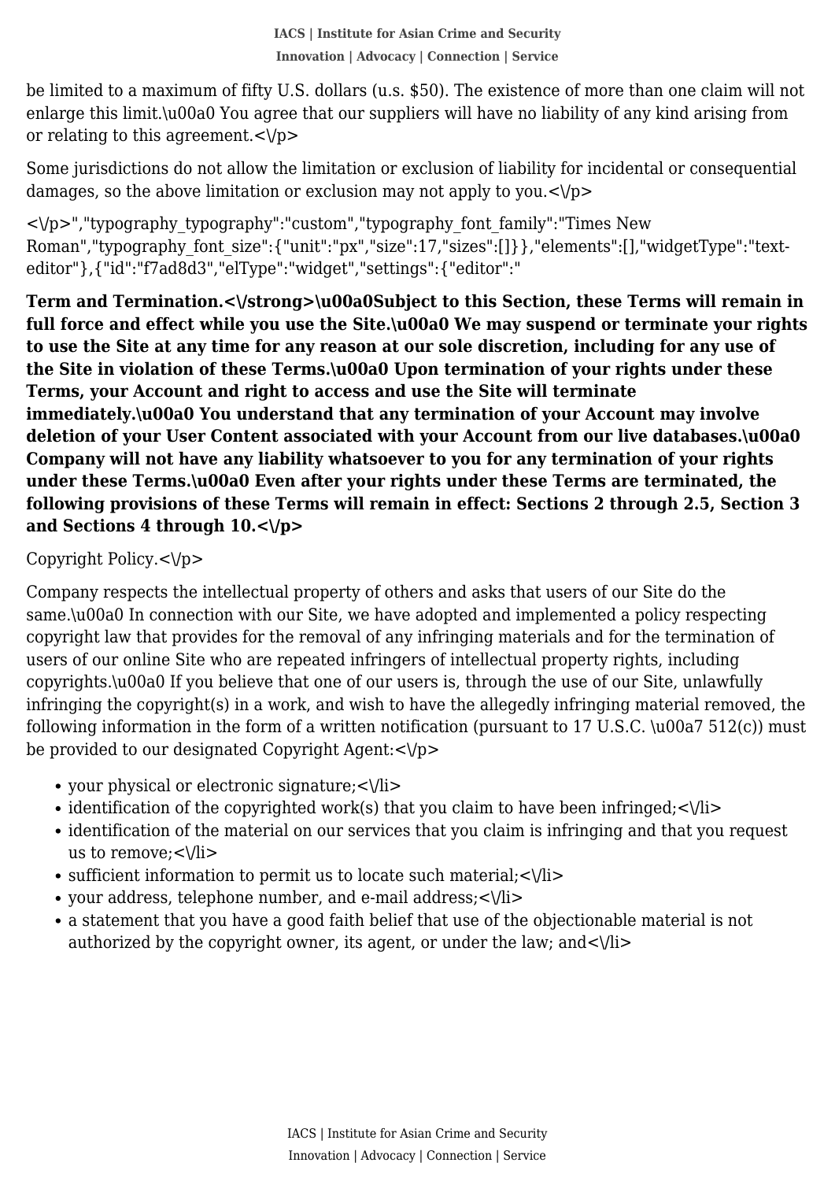be limited to a maximum of fifty U.S. dollars (u.s. $50). The existence of more than one claim will not enlarge this limit.\u00a0 You agree that our suppliers will have no liability of any kind arising from or relating to this agreement.<\/p>

Some jurisdictions do not allow the limitation or exclusion of liability for incidental or consequential damages, so the above limitation or exclusion may not apply to you.<\/p>

<\/p>","typography_typography":"custom","typography_font_family":"Times New Roman","typography_font_size":{"unit":"px","size":17,"sizes":[]}},"elements":[],"widgetType":"text-editor"},{"id":"f7ad8d3","elType":"widget","settings":{"editor":"

**Term and Termination.<\/strong>\u00a0Subject to this Section, these Terms will remain in full force and effect while you use the Site.\u00a0 We may suspend or terminate your rights to use the Site at any time for any reason at our sole discretion, including for any use of the Site in violation of these Terms.\u00a0 Upon termination of your rights under these Terms, your Account and right to access and use the Site will terminate immediately.\u00a0 You understand that any termination of your Account may involve deletion of your User Content associated with your Account from our live databases.\u00a0 Company will not have any liability whatsoever to you for any termination of your rights under these Terms.\u00a0 Even after your rights under these Terms are terminated, the following provisions of these Terms will remain in effect: Sections 2 through 2.5, Section 3 and Sections 4 through 10.<\/p>**

Copyright Policy.<\/p>

Company respects the intellectual property of others and asks that users of our Site do the same.\u00a0 In connection with our Site, we have adopted and implemented a policy respecting copyright law that provides for the removal of any infringing materials and for the termination of users of our online Site who are repeated infringers of intellectual property rights, including copyrights.\u00a0 If you believe that one of our users is, through the use of our Site, unlawfully infringing the copyright(s) in a work, and wish to have the allegedly infringing material removed, the following information in the form of a written notification (pursuant to 17 U.S.C. \u00a7 512(c)) must be provided to our designated Copyright Agent:<\/p>

- your physical or electronic signature;<\/li>
- identification of the copyrighted work(s) that you claim to have been infringed;<\/li>
- identification of the material on our services that you claim is infringing and that you request us to remove;<\/li>
- sufficient information to permit us to locate such material;<\/li>
- your address, telephone number, and e-mail address;<\/li>
- a statement that you have a good faith belief that use of the objectionable material is not authorized by the copyright owner, its agent, or under the law; and<\/li>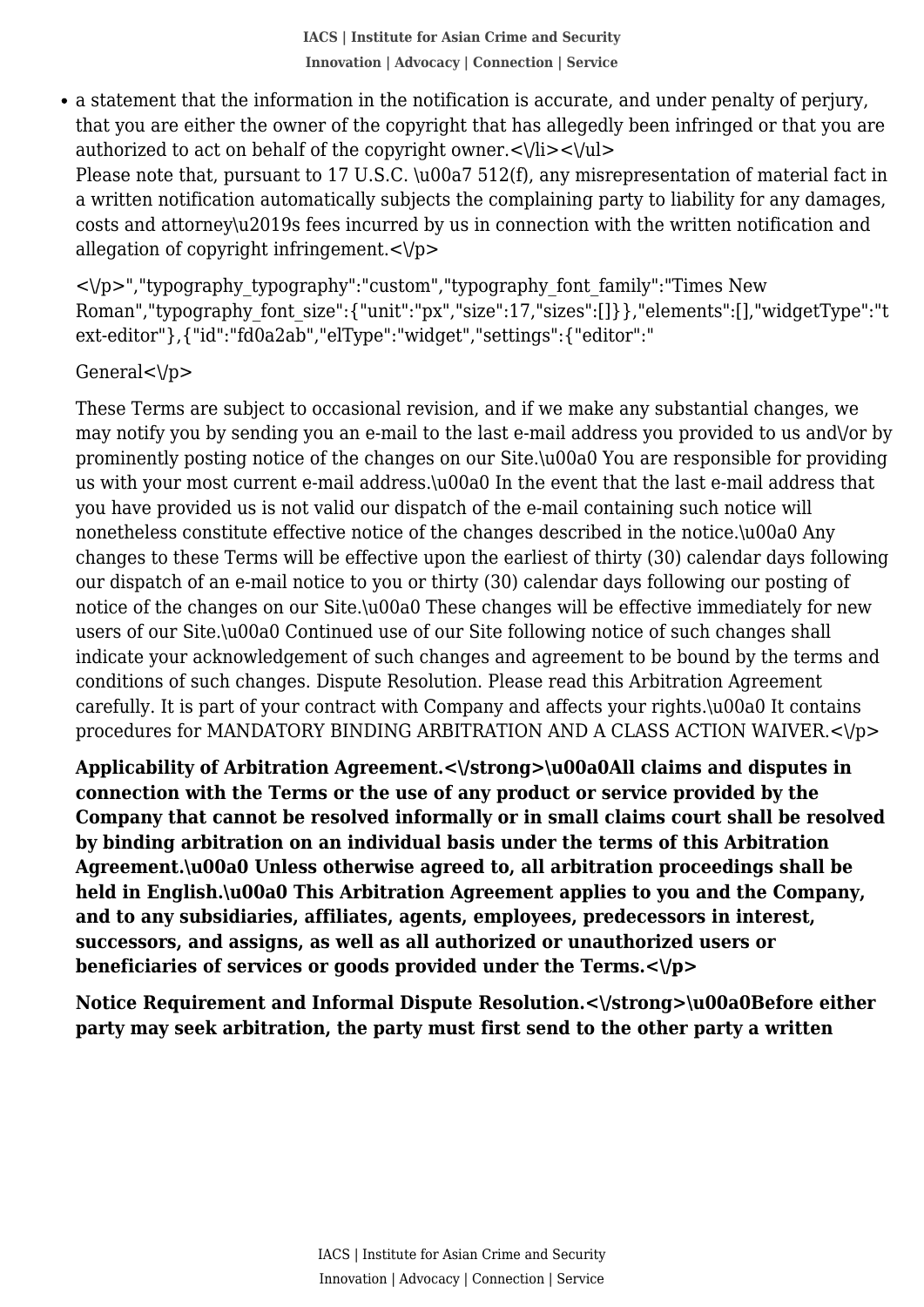- a statement that the information in the notification is accurate, and under penalty of perjury, that you are either the owner of the copyright that has allegedly been infringed or that you are authorized to act on behalf of the copyright owner.<\/li><\/ul>

Please note that, pursuant to 17 U.S.C. \u00a7 512(f), any misrepresentation of material fact in a written notification automatically subjects the complaining party to liability for any damages, costs and attorney\u2019s fees incurred by us in connection with the written notification and allegation of copyright infringement.<\/p>

<\/p>","typography_typography":"custom","typography_font_family":"Times New Roman","typography_font_size":{"unit":"px","size":17,"sizes":[]}},"elements":[],"widgetType":"text-editor"},{"id":"fd0a2ab","elType":"widget","settings":{"editor":"

General<\/p>

These Terms are subject to occasional revision, and if we make any substantial changes, we may notify you by sending you an e-mail to the last e-mail address you provided to us and\/or by prominently posting notice of the changes on our Site.\u00a0 You are responsible for providing us with your most current e-mail address.\u00a0 In the event that the last e-mail address that you have provided us is not valid our dispatch of the e-mail containing such notice will nonetheless constitute effective notice of the changes described in the notice.\u00a0 Any changes to these Terms will be effective upon the earliest of thirty (30) calendar days following our dispatch of an e-mail notice to you or thirty (30) calendar days following our posting of notice of the changes on our Site.\u00a0 These changes will be effective immediately for new users of our Site.\u00a0 Continued use of our Site following notice of such changes shall indicate your acknowledgement of such changes and agreement to be bound by the terms and conditions of such changes. Dispute Resolution. Please read this Arbitration Agreement carefully. It is part of your contract with Company and affects your rights.\u00a0 It contains procedures for MANDATORY BINDING ARBITRATION AND A CLASS ACTION WAIVER.<\/p>

**Applicability of Arbitration Agreement.<\/strong>\u00a0All claims and disputes in connection with the Terms or the use of any product or service provided by the Company that cannot be resolved informally or in small claims court shall be resolved by binding arbitration on an individual basis under the terms of this Arbitration Agreement.\u00a0 Unless otherwise agreed to, all arbitration proceedings shall be held in English.\u00a0 This Arbitration Agreement applies to you and the Company, and to any subsidiaries, affiliates, agents, employees, predecessors in interest, successors, and assigns, as well as all authorized or unauthorized users or beneficiaries of services or goods provided under the Terms.<\/p>**

**Notice Requirement and Informal Dispute Resolution.<\/strong>\u00a0Before either party may seek arbitration, the party must first send to the other party a written**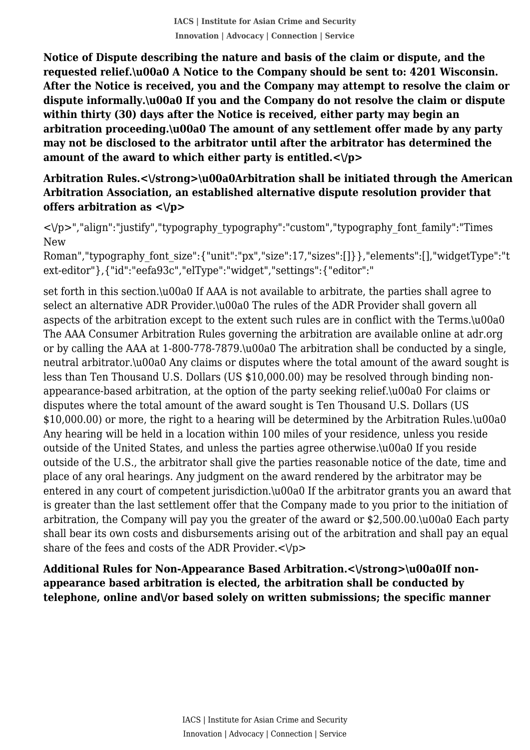**Notice of Dispute describing the nature and basis of the claim or dispute, and the requested relief.\u00a0 A Notice to the Company should be sent to: 4201 Wisconsin. After the Notice is received, you and the Company may attempt to resolve the claim or dispute informally.\u00a0 If you and the Company do not resolve the claim or dispute within thirty (30) days after the Notice is received, either party may begin an arbitration proceeding.\u00a0 The amount of any settlement offer made by any party may not be disclosed to the arbitrator until after the arbitrator has determined the amount of the award to which either party is entitled.<\/p>**

**Arbitration Rules.<\/strong>\u00a0Arbitration shall be initiated through the American Arbitration Association, an established alternative dispute resolution provider that offers arbitration as <\/p>**

<\/p>","align":"justify","typography_typography":"custom","typography_font_family":"Times New Roman","typography_font_size":{"unit":"px","size":17,"sizes":[]}},"elements":[],"widgetType":"text-editor"},{"id":"eefa93c","elType":"widget","settings":{"editor":"

set forth in this section.\u00a0 If AAA is not available to arbitrate, the parties shall agree to select an alternative ADR Provider.\u00a0 The rules of the ADR Provider shall govern all aspects of the arbitration except to the extent such rules are in conflict with the Terms.\u00a0 The AAA Consumer Arbitration Rules governing the arbitration are available online at adr.org or by calling the AAA at 1-800-778-7879.\u00a0 The arbitration shall be conducted by a single, neutral arbitrator.\u00a0 Any claims or disputes where the total amount of the award sought is less than Ten Thousand U.S. Dollars (US $10,000.00) may be resolved through binding non-appearance-based arbitration, at the option of the party seeking relief.\u00a0 For claims or disputes where the total amount of the award sought is Ten Thousand U.S. Dollars (US $10,000.00) or more, the right to a hearing will be determined by the Arbitration Rules.\u00a0 Any hearing will be held in a location within 100 miles of your residence, unless you reside outside of the United States, and unless the parties agree otherwise.\u00a0 If you reside outside of the U.S., the arbitrator shall give the parties reasonable notice of the date, time and place of any oral hearings. Any judgment on the award rendered by the arbitrator may be entered in any court of competent jurisdiction.\u00a0 If the arbitrator grants you an award that is greater than the last settlement offer that the Company made to you prior to the initiation of arbitration, the Company will pay you the greater of the award or $2,500.00.\u00a0 Each party shall bear its own costs and disbursements arising out of the arbitration and shall pay an equal share of the fees and costs of the ADR Provider.<\/p>

**Additional Rules for Non-Appearance Based Arbitration.<\/strong>\u00a0If non-appearance based arbitration is elected, the arbitration shall be conducted by telephone, online and\/or based solely on written submissions; the specific manner**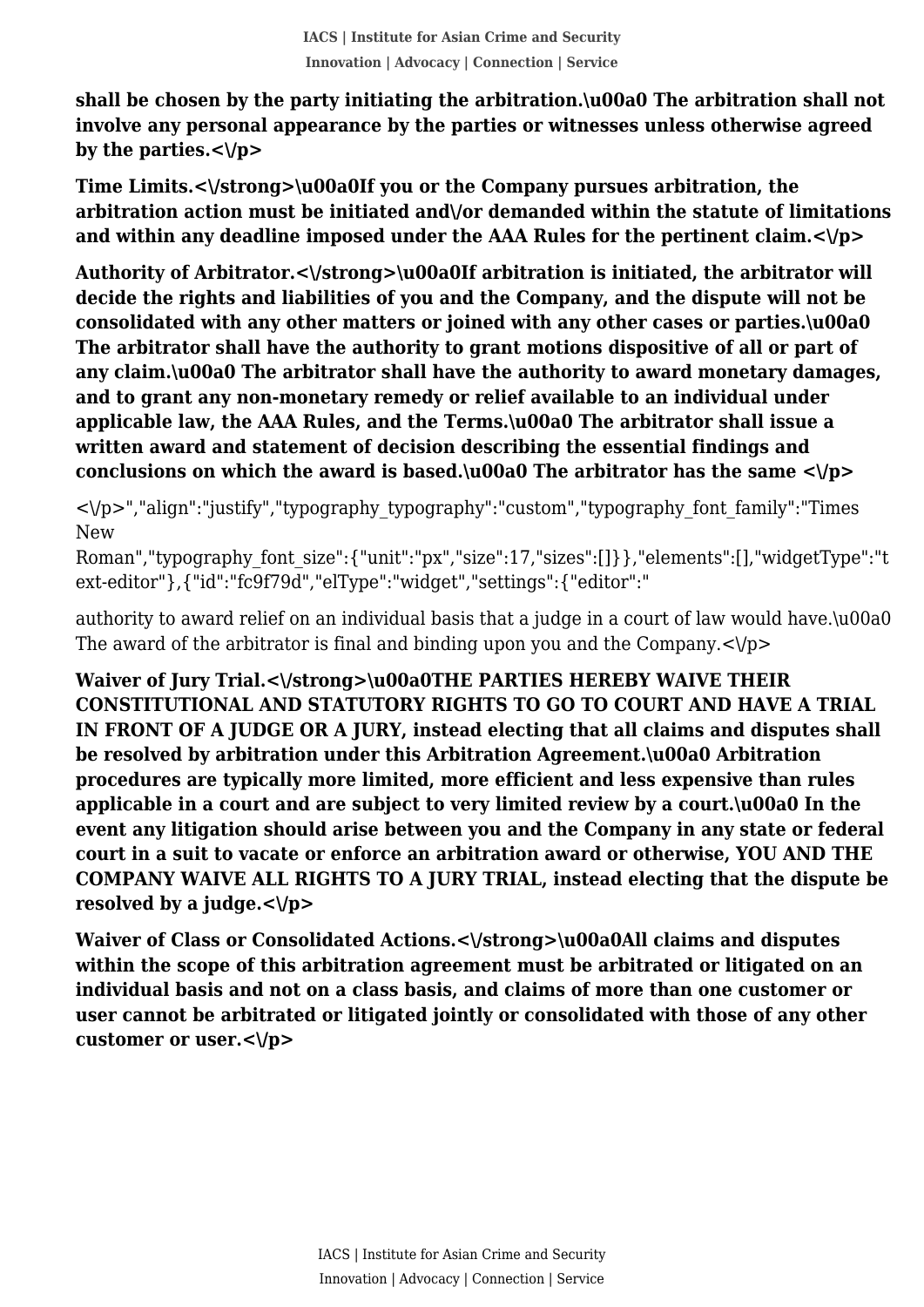**shall be chosen by the party initiating the arbitration.\u00a0 The arbitration shall not involve any personal appearance by the parties or witnesses unless otherwise agreed by the parties.<\/p>**

**Time Limits.<\/strong>\u00a0If you or the Company pursues arbitration, the arbitration action must be initiated and\/or demanded within the statute of limitations and within any deadline imposed under the AAA Rules for the pertinent claim.<\/p>**

**Authority of Arbitrator.<\/strong>\u00a0If arbitration is initiated, the arbitrator will decide the rights and liabilities of you and the Company, and the dispute will not be consolidated with any other matters or joined with any other cases or parties.\u00a0 The arbitrator shall have the authority to grant motions dispositive of all or part of any claim.\u00a0 The arbitrator shall have the authority to award monetary damages, and to grant any non-monetary remedy or relief available to an individual under applicable law, the AAA Rules, and the Terms.\u00a0 The arbitrator shall issue a written award and statement of decision describing the essential findings and conclusions on which the award is based.\u00a0 The arbitrator has the same <\/p>**

<\/p>","align":"justify","typography_typography":"custom","typography_font_family":"Times New Roman","typography_font_size":{"unit":"px","size":17,"sizes":[]}},"elements":[],"widgetType":"text-editor"},{"id":"fc9f79d","elType":"widget","settings":{"editor":"

authority to award relief on an individual basis that a judge in a court of law would have.\u00a0 The award of the arbitrator is final and binding upon you and the Company.<\/p>

**Waiver of Jury Trial.<\/strong>\u00a0THE PARTIES HEREBY WAIVE THEIR CONSTITUTIONAL AND STATUTORY RIGHTS TO GO TO COURT AND HAVE A TRIAL IN FRONT OF A JUDGE OR A JURY, instead electing that all claims and disputes shall be resolved by arbitration under this Arbitration Agreement.\u00a0 Arbitration procedures are typically more limited, more efficient and less expensive than rules applicable in a court and are subject to very limited review by a court.\u00a0 In the event any litigation should arise between you and the Company in any state or federal court in a suit to vacate or enforce an arbitration award or otherwise, YOU AND THE COMPANY WAIVE ALL RIGHTS TO A JURY TRIAL, instead electing that the dispute be resolved by a judge.<\/p>**

**Waiver of Class or Consolidated Actions.<\/strong>\u00a0All claims and disputes within the scope of this arbitration agreement must be arbitrated or litigated on an individual basis and not on a class basis, and claims of more than one customer or user cannot be arbitrated or litigated jointly or consolidated with those of any other customer or user.<\/p>**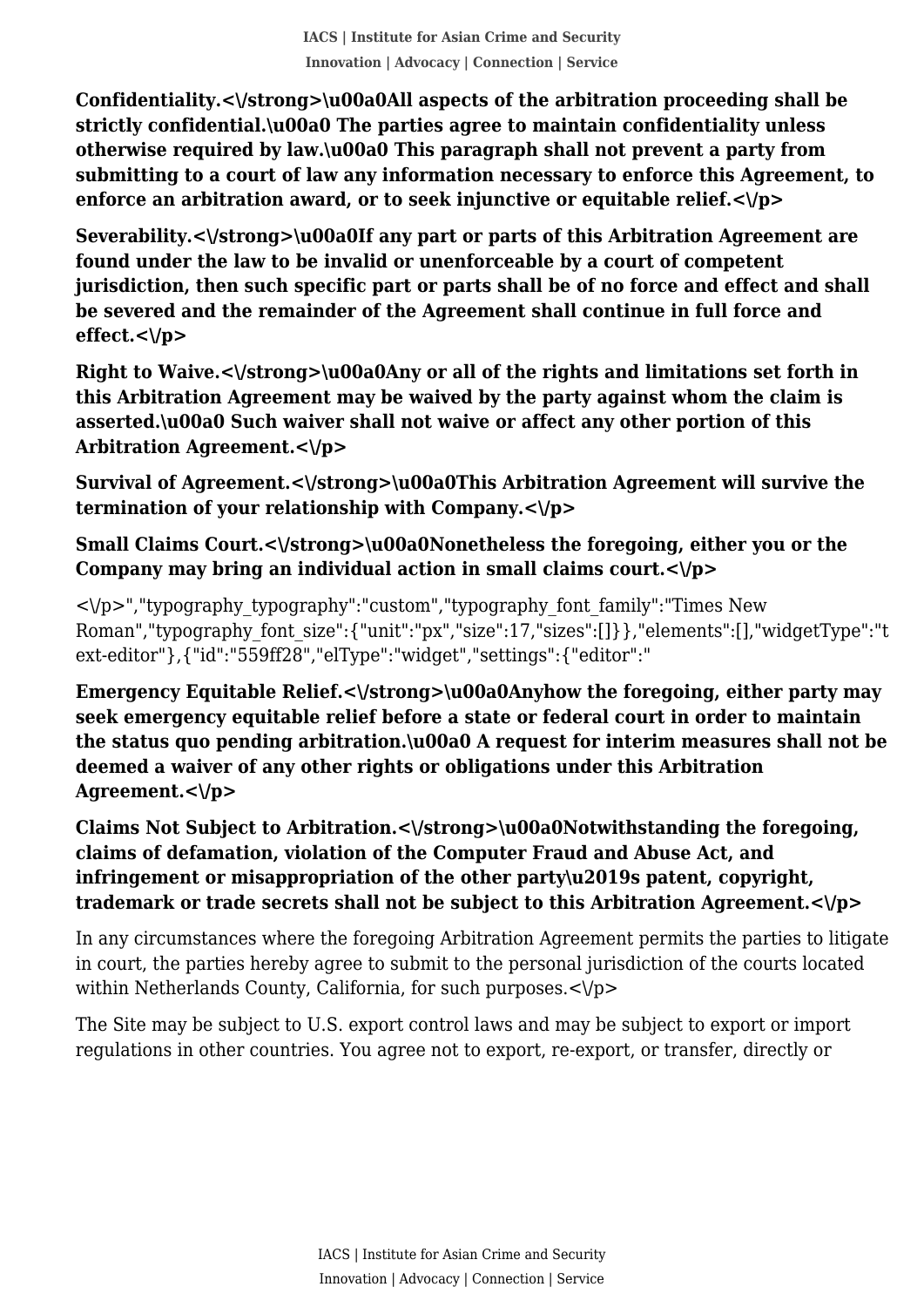**Confidentiality.<\/strong>\u00a0All aspects of the arbitration proceeding shall be strictly confidential.\u00a0 The parties agree to maintain confidentiality unless otherwise required by law.\u00a0 This paragraph shall not prevent a party from submitting to a court of law any information necessary to enforce this Agreement, to enforce an arbitration award, or to seek injunctive or equitable relief.<\/p>**

**Severability.<\/strong>\u00a0If any part or parts of this Arbitration Agreement are found under the law to be invalid or unenforceable by a court of competent jurisdiction, then such specific part or parts shall be of no force and effect and shall be severed and the remainder of the Agreement shall continue in full force and effect.<\/p>**

**Right to Waive.<\/strong>\u00a0Any or all of the rights and limitations set forth in this Arbitration Agreement may be waived by the party against whom the claim is asserted.\u00a0 Such waiver shall not waive or affect any other portion of this Arbitration Agreement.<\/p>**

**Survival of Agreement.<\/strong>\u00a0This Arbitration Agreement will survive the termination of your relationship with Company.<\/p>**

**Small Claims Court.<\/strong>\u00a0Nonetheless the foregoing, either you or the Company may bring an individual action in small claims court.<\/p>**

<\/p>","typography_typography":"custom","typography_font_family":"Times New Roman","typography_font_size":{"unit":"px","size":17,"sizes":[]}},"elements":[],"widgetType":"text-editor"},{"id":"559ff28","elType":"widget","settings":{"editor":"

**Emergency Equitable Relief.<\/strong>\u00a0Anyhow the foregoing, either party may seek emergency equitable relief before a state or federal court in order to maintain the status quo pending arbitration.\u00a0 A request for interim measures shall not be deemed a waiver of any other rights or obligations under this Arbitration Agreement.<\/p>**

**Claims Not Subject to Arbitration.<\/strong>\u00a0Notwithstanding the foregoing, claims of defamation, violation of the Computer Fraud and Abuse Act, and infringement or misappropriation of the other party\u2019s patent, copyright, trademark or trade secrets shall not be subject to this Arbitration Agreement.<\/p>**

In any circumstances where the foregoing Arbitration Agreement permits the parties to litigate in court, the parties hereby agree to submit to the personal jurisdiction of the courts located within Netherlands County, California, for such purposes.<\/p>

The Site may be subject to U.S. export control laws and may be subject to export or import regulations in other countries. You agree not to export, re-export, or transfer, directly or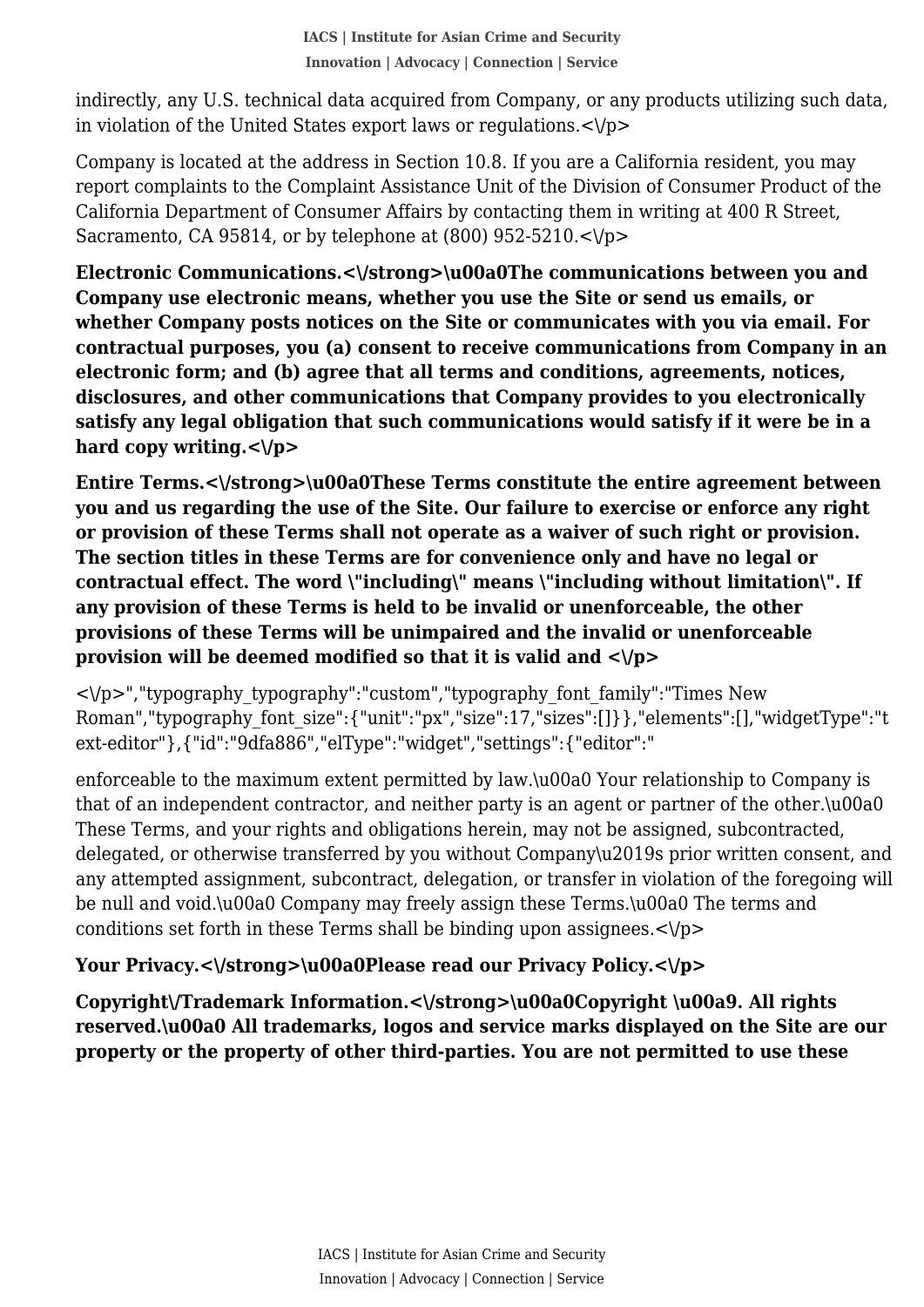indirectly, any U.S. technical data acquired from Company, or any products utilizing such data, in violation of the United States export laws or regulations.<\/p>

Company is located at the address in Section 10.8. If you are a California resident, you may report complaints to the Complaint Assistance Unit of the Division of Consumer Product of the California Department of Consumer Affairs by contacting them in writing at 400 R Street, Sacramento, CA 95814, or by telephone at (800) 952-5210.<\/p>

**Electronic Communications.<\/strong>\u00a0The communications between you and Company use electronic means, whether you use the Site or send us emails, or whether Company posts notices on the Site or communicates with you via email. For contractual purposes, you (a) consent to receive communications from Company in an electronic form; and (b) agree that all terms and conditions, agreements, notices, disclosures, and other communications that Company provides to you electronically satisfy any legal obligation that such communications would satisfy if it were be in a hard copy writing.<\/p>**

**Entire Terms.<\/strong>\u00a0These Terms constitute the entire agreement between you and us regarding the use of the Site. Our failure to exercise or enforce any right or provision of these Terms shall not operate as a waiver of such right or provision. The section titles in these Terms are for convenience only and have no legal or contractual effect. The word \"including\" means \"including without limitation\". If any provision of these Terms is held to be invalid or unenforceable, the other provisions of these Terms will be unimpaired and the invalid or unenforceable provision will be deemed modified so that it is valid and <\/p>**

<\/p>","typography_typography":"custom","typography_font_family":"Times New Roman","typography_font_size":{"unit":"px","size":17,"sizes":[]}},"elements":[],"widgetType":"text-editor"},{"id":"9dfa886","elType":"widget","settings":{"editor":"

enforceable to the maximum extent permitted by law.\u00a0 Your relationship to Company is that of an independent contractor, and neither party is an agent or partner of the other.\u00a0 These Terms, and your rights and obligations herein, may not be assigned, subcontracted, delegated, or otherwise transferred by you without Company\u2019s prior written consent, and any attempted assignment, subcontract, delegation, or transfer in violation of the foregoing will be null and void.\u00a0 Company may freely assign these Terms.\u00a0 The terms and conditions set forth in these Terms shall be binding upon assignees.<\/p>

**Your Privacy.<\/strong>\u00a0Please read our Privacy Policy.<\/p>**

**Copyright\/Trademark Information.<\/strong>\u00a0Copyright \u00a9. All rights reserved.\u00a0 All trademarks, logos and service marks displayed on the Site are our property or the property of other third-parties. You are not permitted to use these**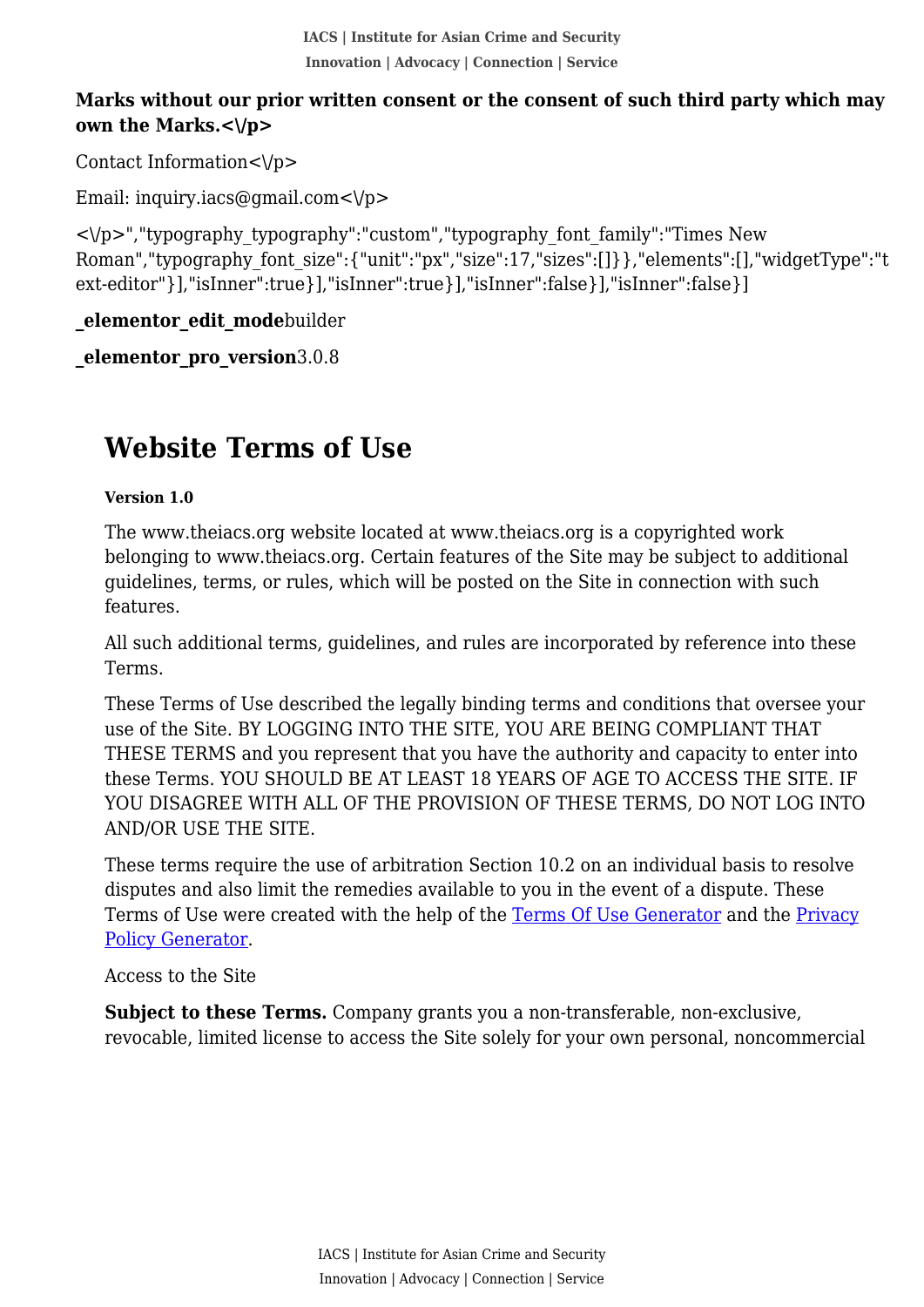**Marks without our prior written consent or the consent of such third party which may own the Marks.<\/p>**

Contact Information<\/p>

Email: inquiry.iacs@gmail.com<\/p>

<\/p>","typography_typography":"custom","typography_font_family":"Times New Roman","typography_font_size":{"unit":"px","size":17,"sizes":[]}},"elements":[],"widgetType":"text-editor"}],"isInner":true}],"isInner":true}],"isInner":false}],"isInner":false}]

**_elementor_edit_mode**builder

**_elementor_pro_version**3.0.8

# Website Terms of Use

**Version 1.0**

The www.theiacs.org website located at www.theiacs.org is a copyrighted work belonging to www.theiacs.org. Certain features of the Site may be subject to additional guidelines, terms, or rules, which will be posted on the Site in connection with such features.

All such additional terms, guidelines, and rules are incorporated by reference into these Terms.

These Terms of Use described the legally binding terms and conditions that oversee your use of the Site. BY LOGGING INTO THE SITE, YOU ARE BEING COMPLIANT THAT THESE TERMS and you represent that you have the authority and capacity to enter into these Terms. YOU SHOULD BE AT LEAST 18 YEARS OF AGE TO ACCESS THE SITE. IF YOU DISAGREE WITH ALL OF THE PROVISION OF THESE TERMS, DO NOT LOG INTO AND/OR USE THE SITE.

These terms require the use of arbitration Section 10.2 on an individual basis to resolve disputes and also limit the remedies available to you in the event of a dispute. These Terms of Use were created with the help of the [Terms Of Use Generator]() and the [Privacy Policy Generator]().

Access to the Site

**Subject to these Terms.** Company grants you a non-transferable, non-exclusive, revocable, limited license to access the Site solely for your own personal, noncommercial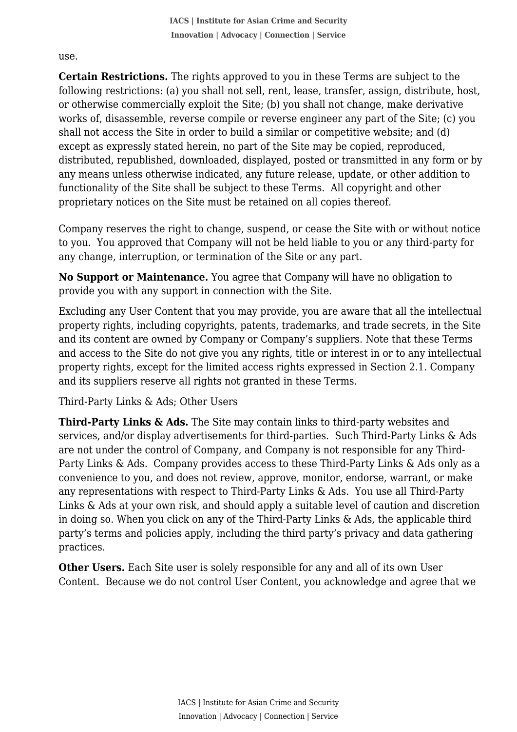use.

**Certain Restrictions.** The rights approved to you in these Terms are subject to the following restrictions: (a) you shall not sell, rent, lease, transfer, assign, distribute, host, or otherwise commercially exploit the Site; (b) you shall not change, make derivative works of, disassemble, reverse compile or reverse engineer any part of the Site; (c) you shall not access the Site in order to build a similar or competitive website; and (d) except as expressly stated herein, no part of the Site may be copied, reproduced, distributed, republished, downloaded, displayed, posted or transmitted in any form or by any means unless otherwise indicated, any future release, update, or other addition to functionality of the Site shall be subject to these Terms. All copyright and other proprietary notices on the Site must be retained on all copies thereof.

Company reserves the right to change, suspend, or cease the Site with or without notice to you. You approved that Company will not be held liable to you or any third-party for any change, interruption, or termination of the Site or any part.

**No Support or Maintenance.** You agree that Company will have no obligation to provide you with any support in connection with the Site.

Excluding any User Content that you may provide, you are aware that all the intellectual property rights, including copyrights, patents, trademarks, and trade secrets, in the Site and its content are owned by Company or Company's suppliers. Note that these Terms and access to the Site do not give you any rights, title or interest in or to any intellectual property rights, except for the limited access rights expressed in Section 2.1. Company and its suppliers reserve all rights not granted in these Terms.

Third-Party Links & Ads; Other Users

**Third-Party Links & Ads.** The Site may contain links to third-party websites and services, and/or display advertisements for third-parties. Such Third-Party Links & Ads are not under the control of Company, and Company is not responsible for any Third-Party Links & Ads. Company provides access to these Third-Party Links & Ads only as a convenience to you, and does not review, approve, monitor, endorse, warrant, or make any representations with respect to Third-Party Links & Ads. You use all Third-Party Links & Ads at your own risk, and should apply a suitable level of caution and discretion in doing so. When you click on any of the Third-Party Links & Ads, the applicable third party's terms and policies apply, including the third party's privacy and data gathering practices.

**Other Users.** Each Site user is solely responsible for any and all of its own User Content. Because we do not control User Content, you acknowledge and agree that we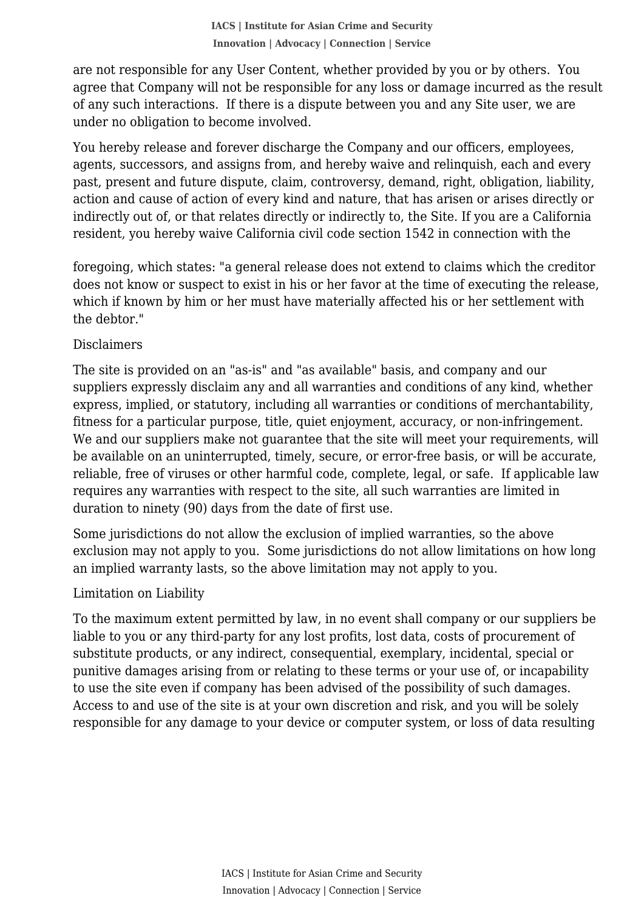are not responsible for any User Content, whether provided by you or by others. You agree that Company will not be responsible for any loss or damage incurred as the result of any such interactions. If there is a dispute between you and any Site user, we are under no obligation to become involved.

You hereby release and forever discharge the Company and our officers, employees, agents, successors, and assigns from, and hereby waive and relinquish, each and every past, present and future dispute, claim, controversy, demand, right, obligation, liability, action and cause of action of every kind and nature, that has arisen or arises directly or indirectly out of, or that relates directly or indirectly to, the Site. If you are a California resident, you hereby waive California civil code section 1542 in connection with the foregoing, which states: "a general release does not extend to claims which the creditor does not know or suspect to exist in his or her favor at the time of executing the release, which if known by him or her must have materially affected his or her settlement with the debtor."

## Disclaimers

The site is provided on an "as-is" and "as available" basis, and company and our suppliers expressly disclaim any and all warranties and conditions of any kind, whether express, implied, or statutory, including all warranties or conditions of merchantability, fitness for a particular purpose, title, quiet enjoyment, accuracy, or non-infringement. We and our suppliers make not guarantee that the site will meet your requirements, will be available on an uninterrupted, timely, secure, or error-free basis, or will be accurate, reliable, free of viruses or other harmful code, complete, legal, or safe. If applicable law requires any warranties with respect to the site, all such warranties are limited in duration to ninety (90) days from the date of first use.

Some jurisdictions do not allow the exclusion of implied warranties, so the above exclusion may not apply to you. Some jurisdictions do not allow limitations on how long an implied warranty lasts, so the above limitation may not apply to you.

## Limitation on Liability

To the maximum extent permitted by law, in no event shall company or our suppliers be liable to you or any third-party for any lost profits, lost data, costs of procurement of substitute products, or any indirect, consequential, exemplary, incidental, special or punitive damages arising from or relating to these terms or your use of, or incapability to use the site even if company has been advised of the possibility of such damages. Access to and use of the site is at your own discretion and risk, and you will be solely responsible for any damage to your device or computer system, or loss of data resulting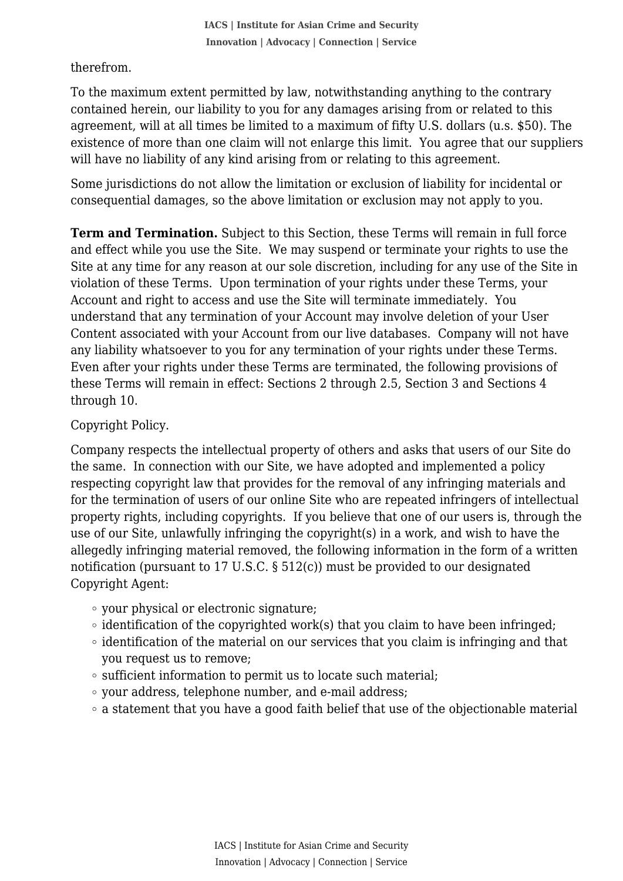therefrom.

To the maximum extent permitted by law, notwithstanding anything to the contrary contained herein, our liability to you for any damages arising from or related to this agreement, will at all times be limited to a maximum of fifty U.S. dollars (u.s. $50). The existence of more than one claim will not enlarge this limit. You agree that our suppliers will have no liability of any kind arising from or relating to this agreement.

Some jurisdictions do not allow the limitation or exclusion of liability for incidental or consequential damages, so the above limitation or exclusion may not apply to you.

**Term and Termination.** Subject to this Section, these Terms will remain in full force and effect while you use the Site. We may suspend or terminate your rights to use the Site at any time for any reason at our sole discretion, including for any use of the Site in violation of these Terms. Upon termination of your rights under these Terms, your Account and right to access and use the Site will terminate immediately. You understand that any termination of your Account may involve deletion of your User Content associated with your Account from our live databases. Company will not have any liability whatsoever to you for any termination of your rights under these Terms. Even after your rights under these Terms are terminated, the following provisions of these Terms will remain in effect: Sections 2 through 2.5, Section 3 and Sections 4 through 10.

Copyright Policy.

Company respects the intellectual property of others and asks that users of our Site do the same. In connection with our Site, we have adopted and implemented a policy respecting copyright law that provides for the removal of any infringing materials and for the termination of users of our online Site who are repeated infringers of intellectual property rights, including copyrights. If you believe that one of our users is, through the use of our Site, unlawfully infringing the copyright(s) in a work, and wish to have the allegedly infringing material removed, the following information in the form of a written notification (pursuant to 17 U.S.C. § 512(c)) must be provided to our designated Copyright Agent:

- your physical or electronic signature;
- identification of the copyrighted work(s) that you claim to have been infringed;
- identification of the material on our services that you claim is infringing and that you request us to remove;
- sufficient information to permit us to locate such material;
- your address, telephone number, and e-mail address;
- a statement that you have a good faith belief that use of the objectionable material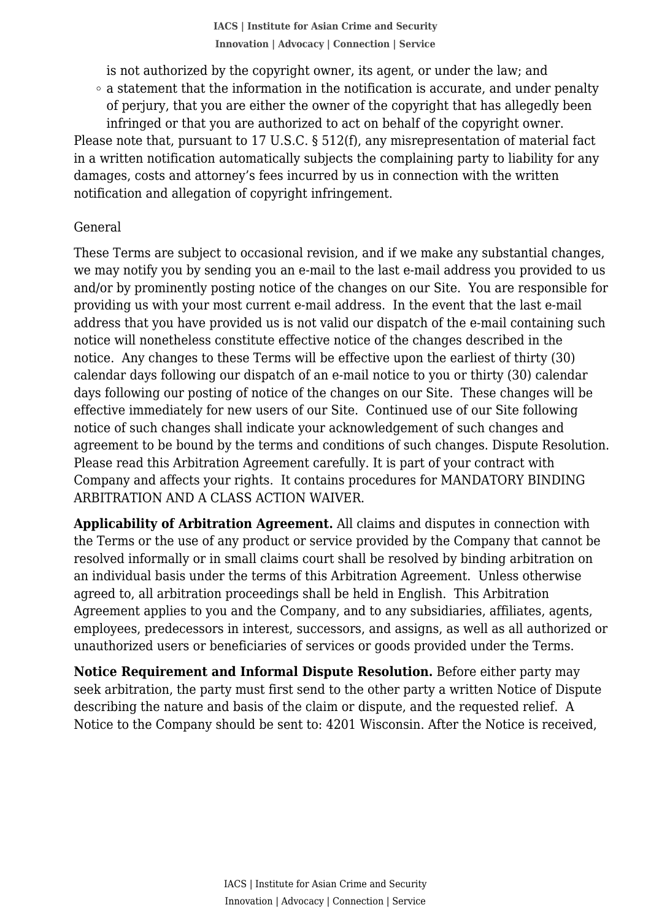is not authorized by the copyright owner, its agent, or under the law; and

- a statement that the information in the notification is accurate, and under penalty of perjury, that you are either the owner of the copyright that has allegedly been infringed or that you are authorized to act on behalf of the copyright owner.

Please note that, pursuant to 17 U.S.C. § 512(f), any misrepresentation of material fact in a written notification automatically subjects the complaining party to liability for any damages, costs and attorney's fees incurred by us in connection with the written notification and allegation of copyright infringement.

General

These Terms are subject to occasional revision, and if we make any substantial changes, we may notify you by sending you an e-mail to the last e-mail address you provided to us and/or by prominently posting notice of the changes on our Site. You are responsible for providing us with your most current e-mail address. In the event that the last e-mail address that you have provided us is not valid our dispatch of the e-mail containing such notice will nonetheless constitute effective notice of the changes described in the notice. Any changes to these Terms will be effective upon the earliest of thirty (30) calendar days following our dispatch of an e-mail notice to you or thirty (30) calendar days following our posting of notice of the changes on our Site. These changes will be effective immediately for new users of our Site. Continued use of our Site following notice of such changes shall indicate your acknowledgement of such changes and agreement to be bound by the terms and conditions of such changes. Dispute Resolution. Please read this Arbitration Agreement carefully. It is part of your contract with Company and affects your rights. It contains procedures for MANDATORY BINDING ARBITRATION AND A CLASS ACTION WAIVER.

**Applicability of Arbitration Agreement.** All claims and disputes in connection with the Terms or the use of any product or service provided by the Company that cannot be resolved informally or in small claims court shall be resolved by binding arbitration on an individual basis under the terms of this Arbitration Agreement. Unless otherwise agreed to, all arbitration proceedings shall be held in English. This Arbitration Agreement applies to you and the Company, and to any subsidiaries, affiliates, agents, employees, predecessors in interest, successors, and assigns, as well as all authorized or unauthorized users or beneficiaries of services or goods provided under the Terms.

**Notice Requirement and Informal Dispute Resolution.** Before either party may seek arbitration, the party must first send to the other party a written Notice of Dispute describing the nature and basis of the claim or dispute, and the requested relief. A Notice to the Company should be sent to: 4201 Wisconsin. After the Notice is received,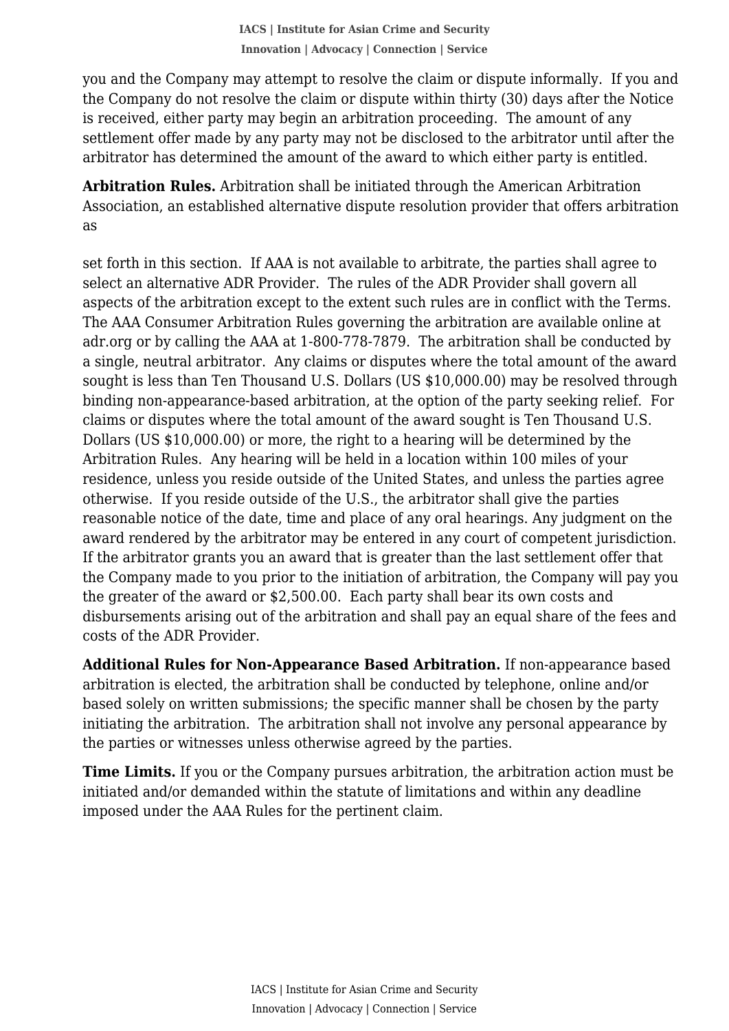you and the Company may attempt to resolve the claim or dispute informally. If you and the Company do not resolve the claim or dispute within thirty (30) days after the Notice is received, either party may begin an arbitration proceeding. The amount of any settlement offer made by any party may not be disclosed to the arbitrator until after the arbitrator has determined the amount of the award to which either party is entitled.

**Arbitration Rules.** Arbitration shall be initiated through the American Arbitration Association, an established alternative dispute resolution provider that offers arbitration as

set forth in this section. If AAA is not available to arbitrate, the parties shall agree to select an alternative ADR Provider. The rules of the ADR Provider shall govern all aspects of the arbitration except to the extent such rules are in conflict with the Terms. The AAA Consumer Arbitration Rules governing the arbitration are available online at adr.org or by calling the AAA at 1-800-778-7879. The arbitration shall be conducted by a single, neutral arbitrator. Any claims or disputes where the total amount of the award sought is less than Ten Thousand U.S. Dollars (US $10,000.00) may be resolved through binding non-appearance-based arbitration, at the option of the party seeking relief. For claims or disputes where the total amount of the award sought is Ten Thousand U.S. Dollars (US $10,000.00) or more, the right to a hearing will be determined by the Arbitration Rules. Any hearing will be held in a location within 100 miles of your residence, unless you reside outside of the United States, and unless the parties agree otherwise. If you reside outside of the U.S., the arbitrator shall give the parties reasonable notice of the date, time and place of any oral hearings. Any judgment on the award rendered by the arbitrator may be entered in any court of competent jurisdiction. If the arbitrator grants you an award that is greater than the last settlement offer that the Company made to you prior to the initiation of arbitration, the Company will pay you the greater of the award or $2,500.00. Each party shall bear its own costs and disbursements arising out of the arbitration and shall pay an equal share of the fees and costs of the ADR Provider.

**Additional Rules for Non-Appearance Based Arbitration.** If non-appearance based arbitration is elected, the arbitration shall be conducted by telephone, online and/or based solely on written submissions; the specific manner shall be chosen by the party initiating the arbitration. The arbitration shall not involve any personal appearance by the parties or witnesses unless otherwise agreed by the parties.

**Time Limits.** If you or the Company pursues arbitration, the arbitration action must be initiated and/or demanded within the statute of limitations and within any deadline imposed under the AAA Rules for the pertinent claim.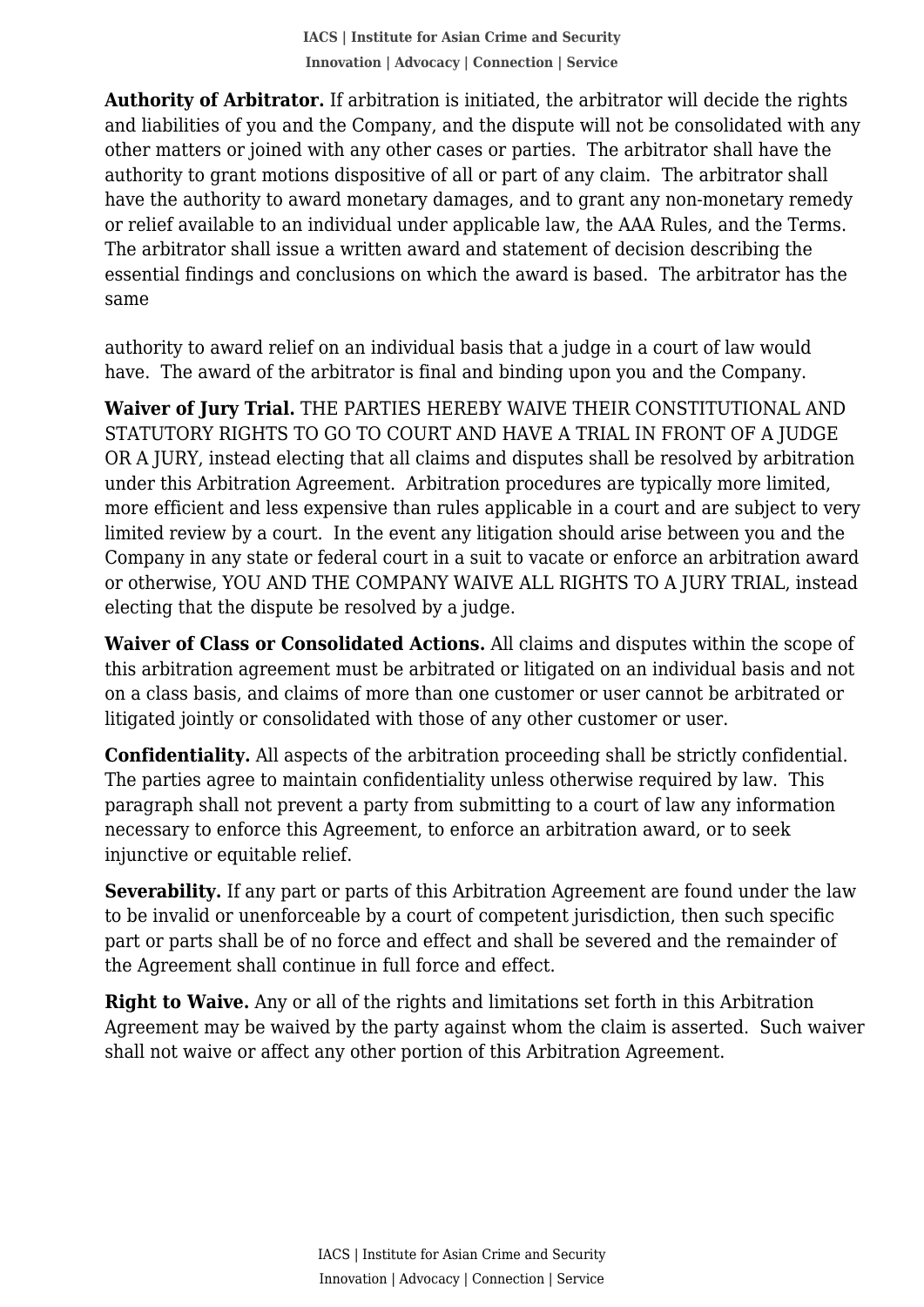**Authority of Arbitrator.** If arbitration is initiated, the arbitrator will decide the rights and liabilities of you and the Company, and the dispute will not be consolidated with any other matters or joined with any other cases or parties. The arbitrator shall have the authority to grant motions dispositive of all or part of any claim. The arbitrator shall have the authority to award monetary damages, and to grant any non-monetary remedy or relief available to an individual under applicable law, the AAA Rules, and the Terms. The arbitrator shall issue a written award and statement of decision describing the essential findings and conclusions on which the award is based. The arbitrator has the same authority to award relief on an individual basis that a judge in a court of law would have. The award of the arbitrator is final and binding upon you and the Company.

**Waiver of Jury Trial.** THE PARTIES HEREBY WAIVE THEIR CONSTITUTIONAL AND STATUTORY RIGHTS TO GO TO COURT AND HAVE A TRIAL IN FRONT OF A JUDGE OR A JURY, instead electing that all claims and disputes shall be resolved by arbitration under this Arbitration Agreement. Arbitration procedures are typically more limited, more efficient and less expensive than rules applicable in a court and are subject to very limited review by a court. In the event any litigation should arise between you and the Company in any state or federal court in a suit to vacate or enforce an arbitration award or otherwise, YOU AND THE COMPANY WAIVE ALL RIGHTS TO A JURY TRIAL, instead electing that the dispute be resolved by a judge.

**Waiver of Class or Consolidated Actions.** All claims and disputes within the scope of this arbitration agreement must be arbitrated or litigated on an individual basis and not on a class basis, and claims of more than one customer or user cannot be arbitrated or litigated jointly or consolidated with those of any other customer or user.

**Confidentiality.** All aspects of the arbitration proceeding shall be strictly confidential. The parties agree to maintain confidentiality unless otherwise required by law. This paragraph shall not prevent a party from submitting to a court of law any information necessary to enforce this Agreement, to enforce an arbitration award, or to seek injunctive or equitable relief.

**Severability.** If any part or parts of this Arbitration Agreement are found under the law to be invalid or unenforceable by a court of competent jurisdiction, then such specific part or parts shall be of no force and effect and shall be severed and the remainder of the Agreement shall continue in full force and effect.

**Right to Waive.** Any or all of the rights and limitations set forth in this Arbitration Agreement may be waived by the party against whom the claim is asserted. Such waiver shall not waive or affect any other portion of this Arbitration Agreement.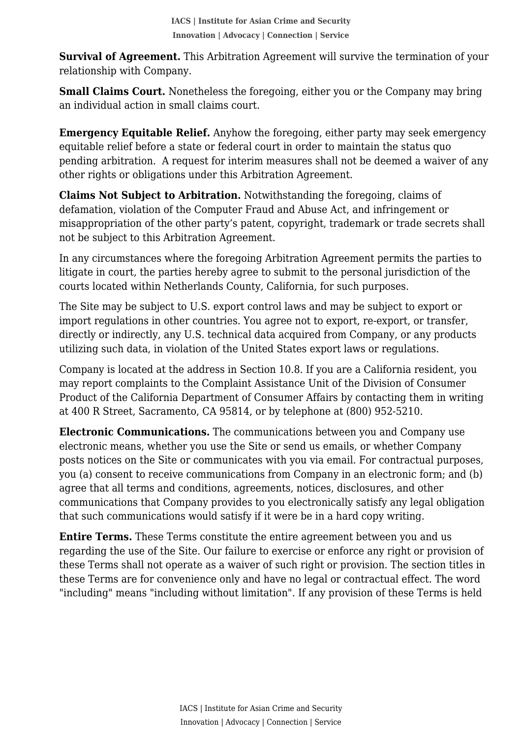**Survival of Agreement.** This Arbitration Agreement will survive the termination of your relationship with Company.

**Small Claims Court.** Nonetheless the foregoing, either you or the Company may bring an individual action in small claims court.

**Emergency Equitable Relief.** Anyhow the foregoing, either party may seek emergency equitable relief before a state or federal court in order to maintain the status quo pending arbitration.  A request for interim measures shall not be deemed a waiver of any other rights or obligations under this Arbitration Agreement.

**Claims Not Subject to Arbitration.** Notwithstanding the foregoing, claims of defamation, violation of the Computer Fraud and Abuse Act, and infringement or misappropriation of the other party's patent, copyright, trademark or trade secrets shall not be subject to this Arbitration Agreement.

In any circumstances where the foregoing Arbitration Agreement permits the parties to litigate in court, the parties hereby agree to submit to the personal jurisdiction of the courts located within Netherlands County, California, for such purposes.

The Site may be subject to U.S. export control laws and may be subject to export or import regulations in other countries. You agree not to export, re-export, or transfer, directly or indirectly, any U.S. technical data acquired from Company, or any products utilizing such data, in violation of the United States export laws or regulations.

Company is located at the address in Section 10.8. If you are a California resident, you may report complaints to the Complaint Assistance Unit of the Division of Consumer Product of the California Department of Consumer Affairs by contacting them in writing at 400 R Street, Sacramento, CA 95814, or by telephone at (800) 952-5210.

**Electronic Communications.** The communications between you and Company use electronic means, whether you use the Site or send us emails, or whether Company posts notices on the Site or communicates with you via email. For contractual purposes, you (a) consent to receive communications from Company in an electronic form; and (b) agree that all terms and conditions, agreements, notices, disclosures, and other communications that Company provides to you electronically satisfy any legal obligation that such communications would satisfy if it were be in a hard copy writing.

**Entire Terms.** These Terms constitute the entire agreement between you and us regarding the use of the Site. Our failure to exercise or enforce any right or provision of these Terms shall not operate as a waiver of such right or provision. The section titles in these Terms are for convenience only and have no legal or contractual effect. The word "including" means "including without limitation". If any provision of these Terms is held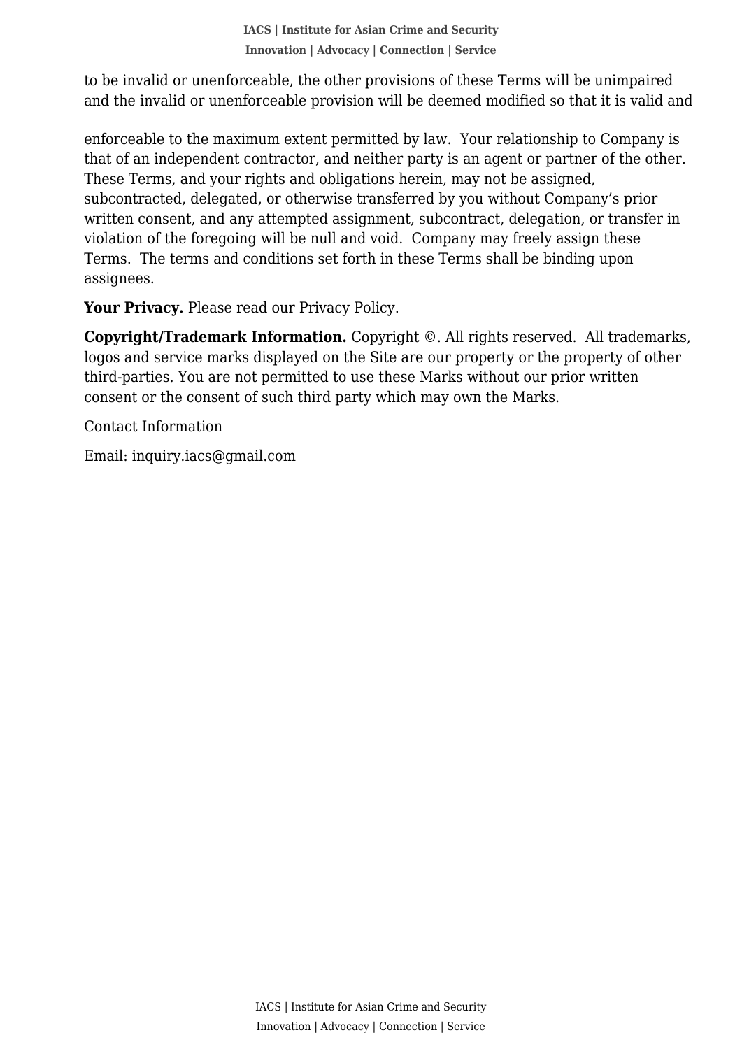to be invalid or unenforceable, the other provisions of these Terms will be unimpaired and the invalid or unenforceable provision will be deemed modified so that it is valid and

enforceable to the maximum extent permitted by law. Your relationship to Company is that of an independent contractor, and neither party is an agent or partner of the other. These Terms, and your rights and obligations herein, may not be assigned, subcontracted, delegated, or otherwise transferred by you without Company's prior written consent, and any attempted assignment, subcontract, delegation, or transfer in violation of the foregoing will be null and void. Company may freely assign these Terms. The terms and conditions set forth in these Terms shall be binding upon assignees.

**Your Privacy.** Please read our Privacy Policy.

**Copyright/Trademark Information.** Copyright ©. All rights reserved. All trademarks, logos and service marks displayed on the Site are our property or the property of other third-parties. You are not permitted to use these Marks without our prior written consent or the consent of such third party which may own the Marks.

Contact Information

Email: inquiry.iacs@gmail.com